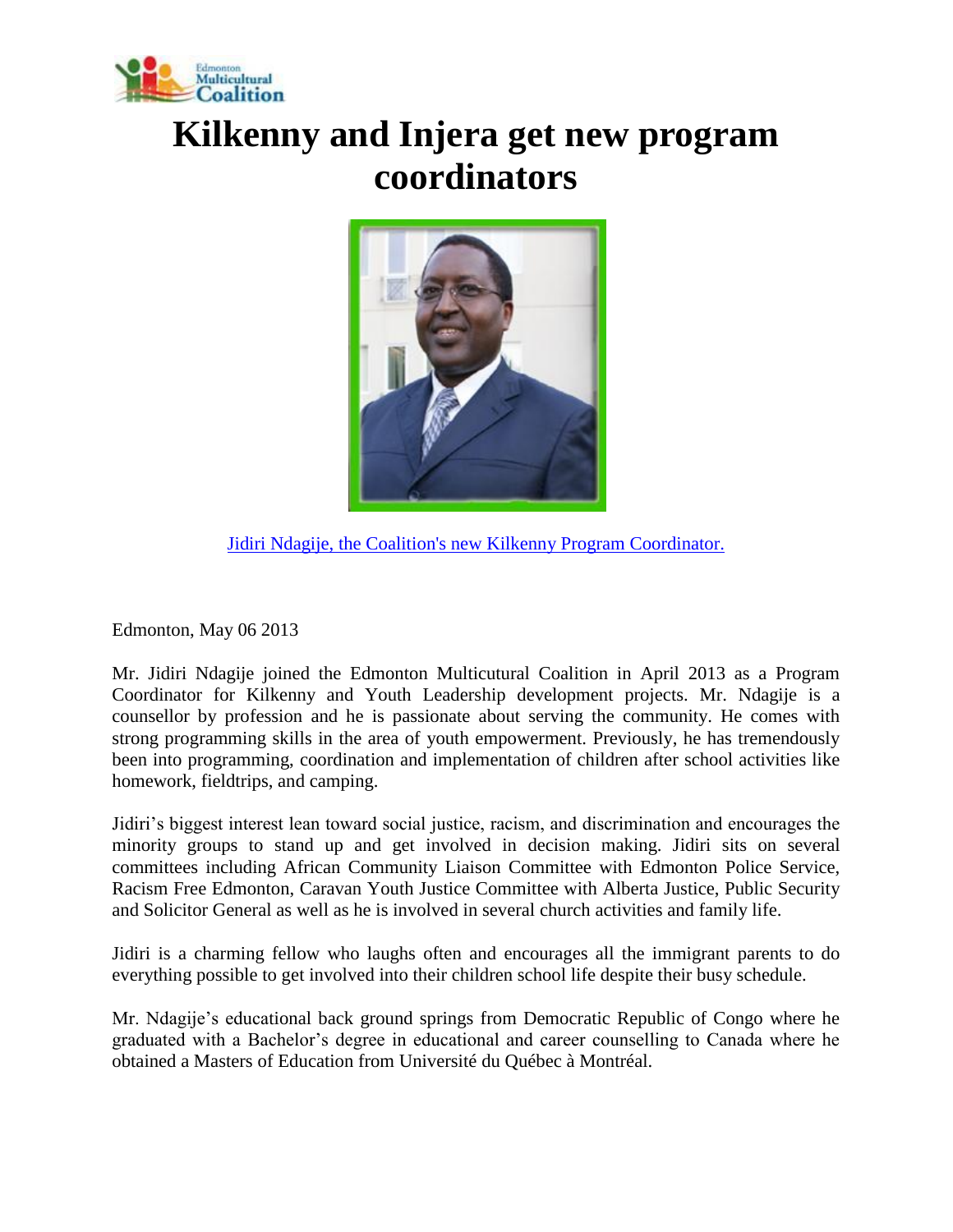# Kilkenny and Injera get new program coordinators

Jidiri Ndagije, the Coalition's new Kilkenny Program Coordinator.

Edmonton, May 06 2013

Mr. Jidiri Ndagije joined the Edmonton Multicutural Coalition in April 2013 as a Program Coordinator for Kilkenny and Youth Leadership development projects. Mr. Ndagije is a counsellor by profession and he is passionate about serving the community. He comes with strong programming skills in the area of youth empowerment. Previously, he has tremendously been into programming, coordination and implementation of children after school activities like homework, fieldtrips, and camping.

Jidiri's biggest interest lean toward social justice, racism, and discrimination and encourages the minority groups to stand up and get involved in decision making. Jidiri sits on several committees including African Community Liaison Committee with Edmonton Police Service, Racism Free Edmonton, Caravan Youth Justice Committee with Alberta Justice, Public Security and Solicitor General as well as he is involved in several church activities and family life.

Jidiri is a charming fellow who laughs often and encourages all the immigrant parents to do everything possible to get involved into their children school life despite their busy schedule.

Mr. Ndagije's educational back ground springs from Democratic Republic of Congo where he graduated with a Bachelor's degree in educational and career counselling to Canada where he obtained a Masters of Education from Université du Québec à Montréal.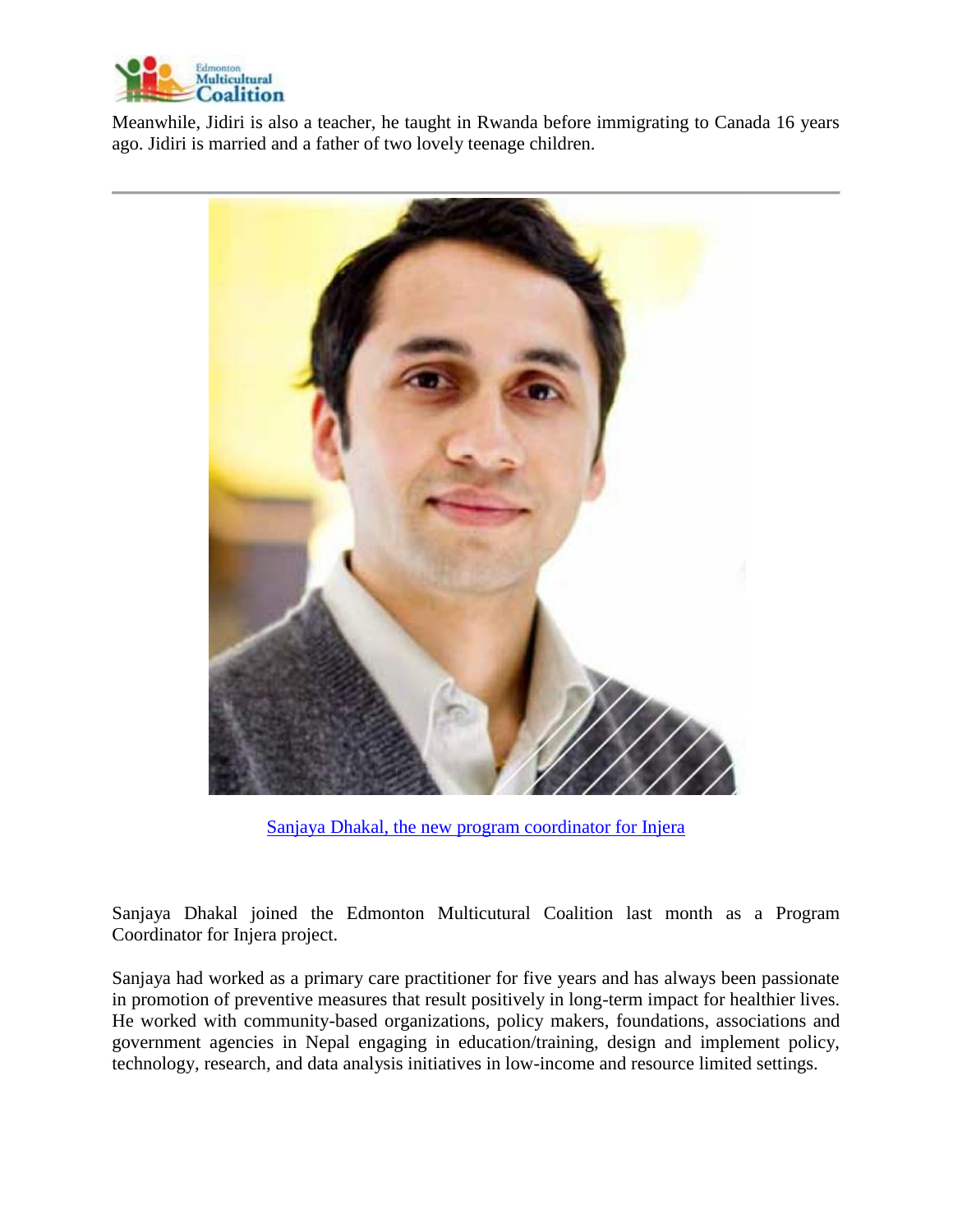Meanwhile, Jidiri is also a teacher, he taught in Rwanda before immigrating to Canada 16 years ago. Jidiri is married and a father of two lovely teenage children.

---

Sanjaya Dhakal, the new program coordinator for Injera

Sanjaya Dhakal joined the Edmonton Multicutural Coalition last month as a Program Coordinator for Injera project.

Sanjaya had worked as a primary care practitioner for five years and has always been passionate in promotion of preventive measures that result positively in long-term impact for healthier lives. He worked with community-based organizations, policy makers, foundations, associations and government agencies in Nepal engaging in education/training, design and implement policy, technology, research, and data analysis initiatives in low-income and resource limited settings.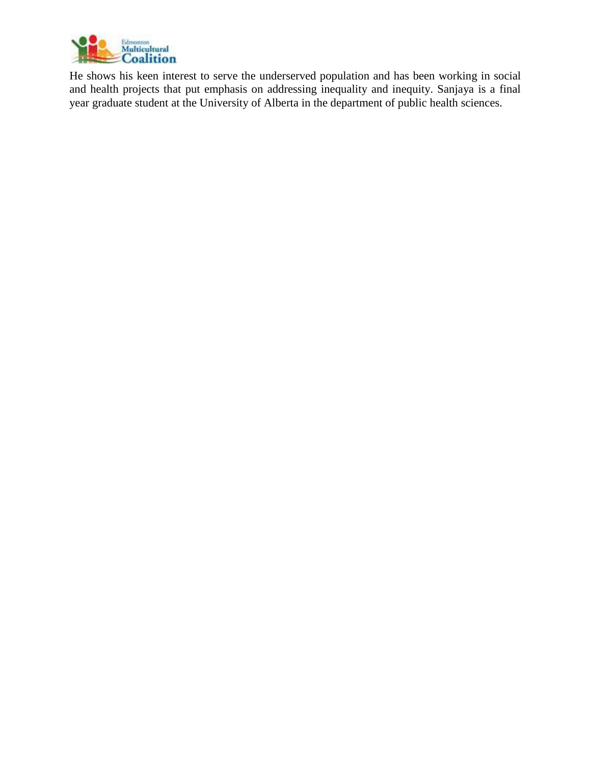He shows his keen interest to serve the underserved population and has been working in social and health projects that put emphasis on addressing inequality and inequity. Sanjaya is a final year graduate student at the University of Alberta in the department of public health sciences.